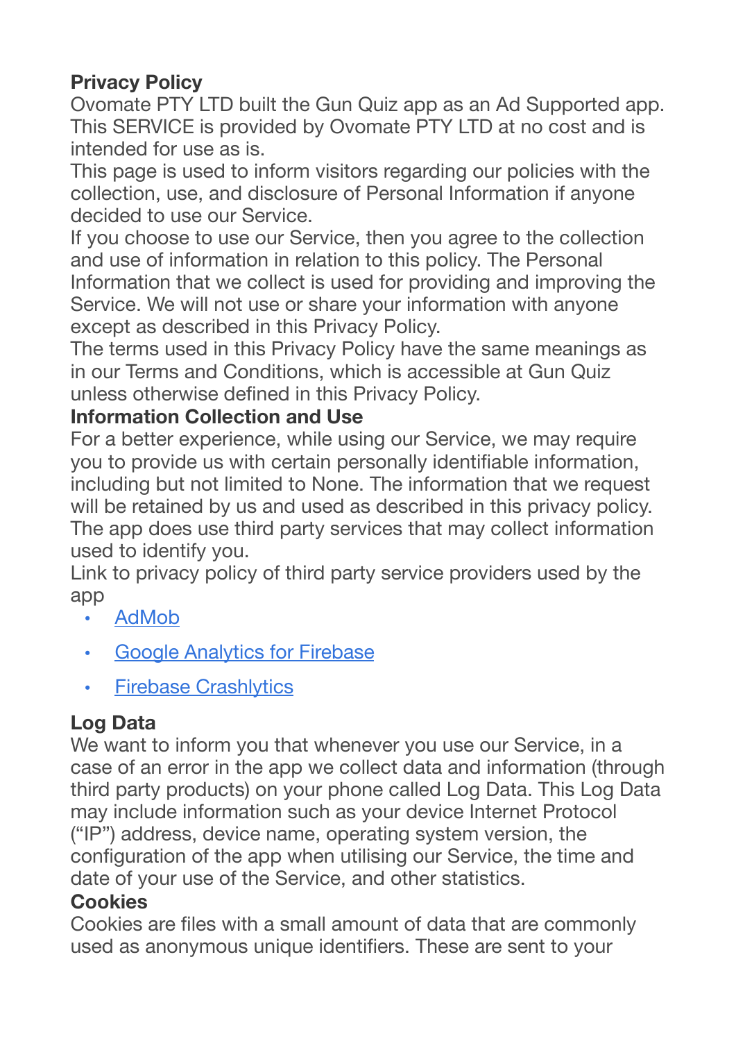**Privacy Policy**

Ovomate PTY LTD built the Gun Quiz app as an Ad Supported app. This SERVICE is provided by Ovomate PTY LTD at no cost and is intended for use as is.

This page is used to inform visitors regarding our policies with the collection, use, and disclosure of Personal Information if anyone decided to use our Service.

If you choose to use our Service, then you agree to the collection and use of information in relation to this policy. The Personal Information that we collect is used for providing and improving the Service. We will not use or share your information with anyone except as described in this Privacy Policy.

The terms used in this Privacy Policy have the same meanings as in our Terms and Conditions, which is accessible at Gun Quiz unless otherwise defined in this Privacy Policy.

**Information Collection and Use**

For a better experience, while using our Service, we may require you to provide us with certain personally identifiable information, including but not limited to None. The information that we request will be retained by us and used as described in this privacy policy.

The app does use third party services that may collect information used to identify you.

Link to privacy policy of third party service providers used by the app

- AdMob
- Google Analytics for Firebase
- Firebase Crashlytics

**Log Data**

We want to inform you that whenever you use our Service, in a case of an error in the app we collect data and information (through third party products) on your phone called Log Data. This Log Data may include information such as your device Internet Protocol ("IP") address, device name, operating system version, the configuration of the app when utilising our Service, the time and date of your use of the Service, and other statistics.

**Cookies**

Cookies are files with a small amount of data that are commonly used as anonymous unique identifiers. These are sent to your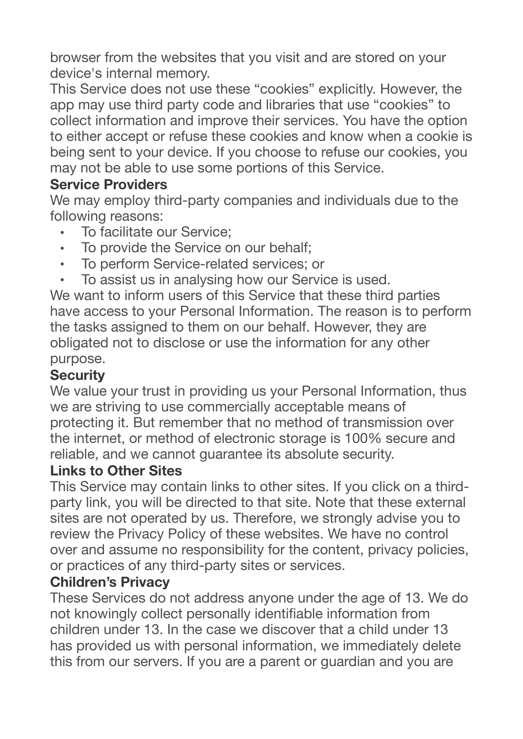browser from the websites that you visit and are stored on your device's internal memory.

This Service does not use these “cookies” explicitly. However, the app may use third party code and libraries that use “cookies” to collect information and improve their services. You have the option to either accept or refuse these cookies and know when a cookie is being sent to your device. If you choose to refuse our cookies, you may not be able to use some portions of this Service.

**Service Providers**

We may employ third-party companies and individuals due to the following reasons:

- To facilitate our Service;
- To provide the Service on our behalf;
- To perform Service-related services; or
- To assist us in analysing how our Service is used.

We want to inform users of this Service that these third parties have access to your Personal Information. The reason is to perform the tasks assigned to them on our behalf. However, they are obligated not to disclose or use the information for any other purpose.

**Security**

We value your trust in providing us your Personal Information, thus we are striving to use commercially acceptable means of protecting it. But remember that no method of transmission over the internet, or method of electronic storage is 100% secure and reliable, and we cannot guarantee its absolute security.

**Links to Other Sites**

This Service may contain links to other sites. If you click on a third-party link, you will be directed to that site. Note that these external sites are not operated by us. Therefore, we strongly advise you to review the Privacy Policy of these websites. We have no control over and assume no responsibility for the content, privacy policies, or practices of any third-party sites or services.

**Children’s Privacy**

These Services do not address anyone under the age of 13. We do not knowingly collect personally identifiable information from children under 13. In the case we discover that a child under 13 has provided us with personal information, we immediately delete this from our servers. If you are a parent or guardian and you are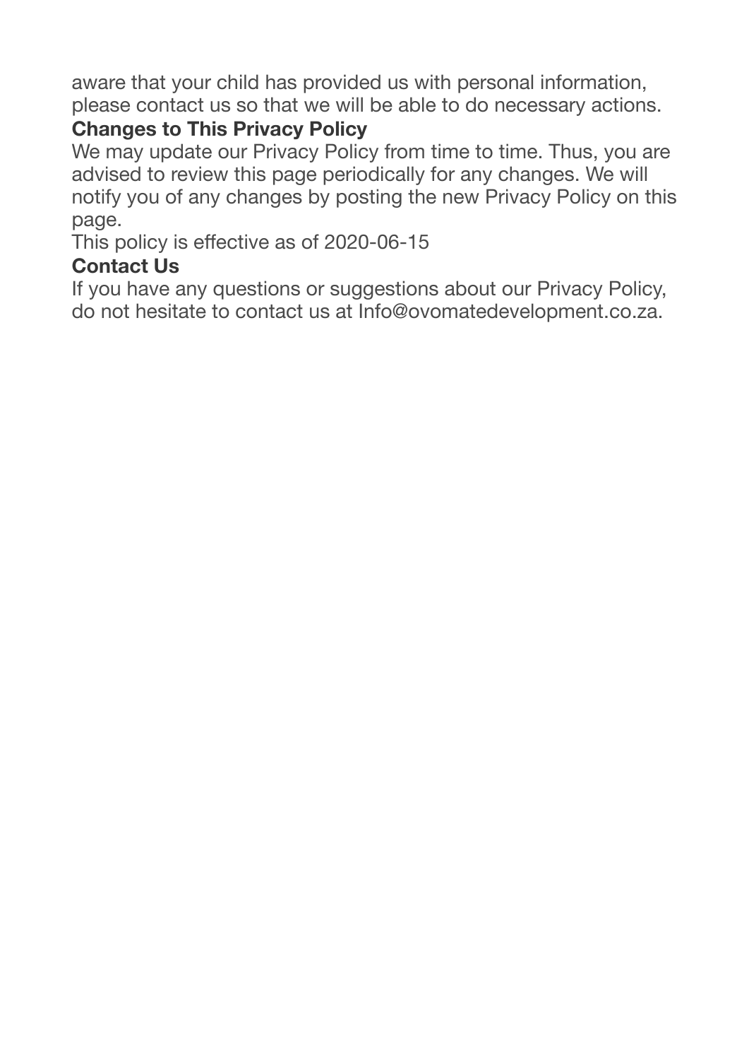aware that your child has provided us with personal information, please contact us so that we will be able to do necessary actions.

**Changes to This Privacy Policy**

We may update our Privacy Policy from time to time. Thus, you are advised to review this page periodically for any changes. We will notify you of any changes by posting the new Privacy Policy on this page.

This policy is effective as of 2020-06-15

**Contact Us**

If you have any questions or suggestions about our Privacy Policy, do not hesitate to contact us at Info@ovomatedevelopment.co.za.